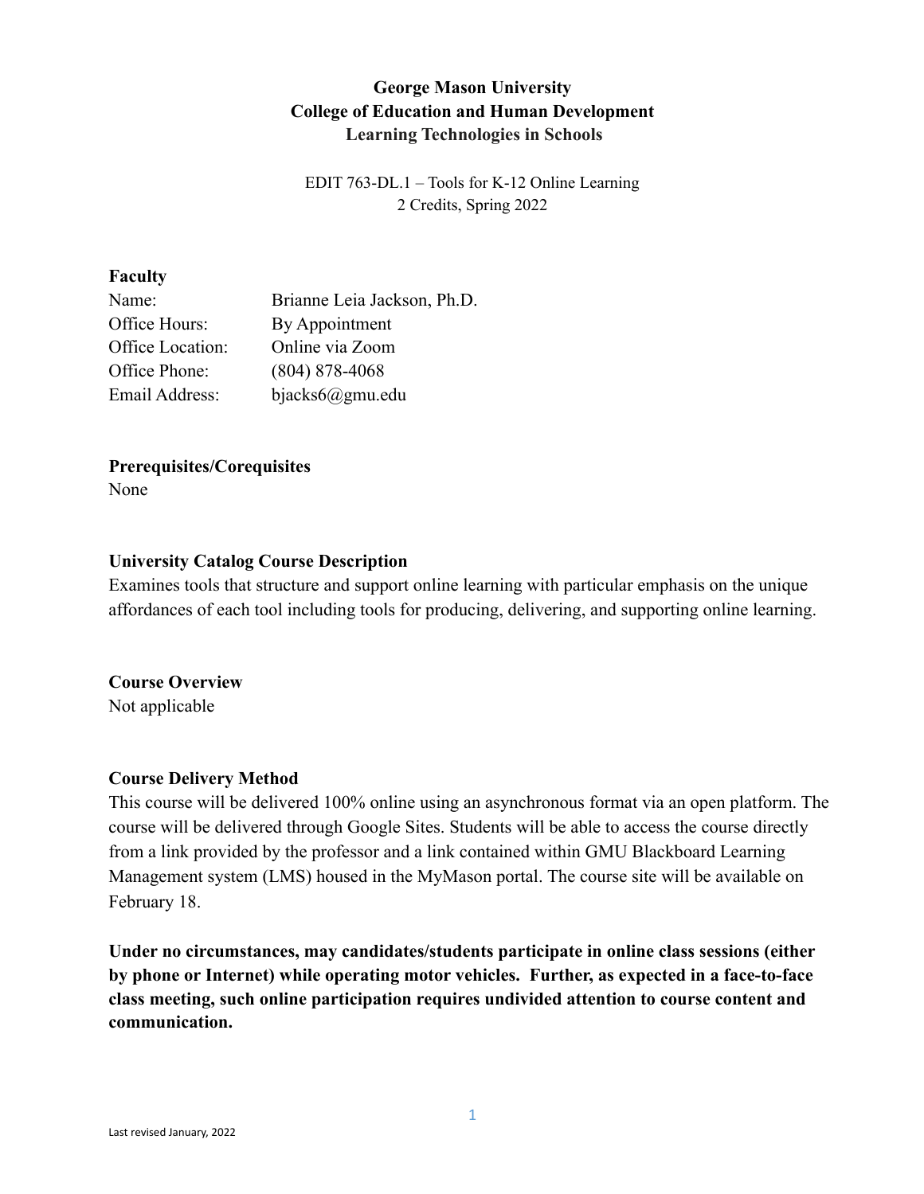# George Mason University
## College of Education and Human Development
## Learning Technologies in Schools

EDIT 763-DL.1 – Tools for K-12 Online Learning
2 Credits, Spring 2022

**Faculty**

| | |
|---|---|
| Name: | Brianne Leia Jackson, Ph.D. |
| Office Hours: | By Appointment |
| Office Location: | Online via Zoom |
| Office Phone: | (804) 878-4068 |
| Email Address: | bjacks6@gmu.edu |

**Prerequisites/Corequisites**
None

**University Catalog Course Description**
Examines tools that structure and support online learning with particular emphasis on the unique affordances of each tool including tools for producing, delivering, and supporting online learning.

**Course Overview**
Not applicable

**Course Delivery Method**
This course will be delivered 100% online using an asynchronous format via an open platform. The course will be delivered through Google Sites. Students will be able to access the course directly from a link provided by the professor and a link contained within GMU Blackboard Learning Management system (LMS) housed in the MyMason portal. The course site will be available on February 18.

**Under no circumstances, may candidates/students participate in online class sessions (either by phone or Internet) while operating motor vehicles. Further, as expected in a face-to-face class meeting, such online participation requires undivided attention to course content and communication.**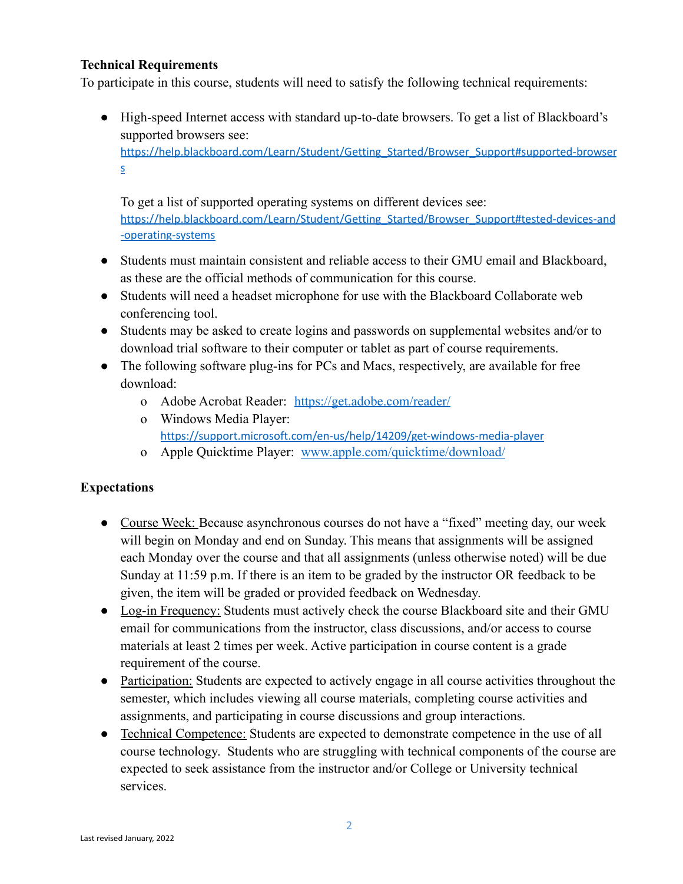**Technical Requirements**

To participate in this course, students will need to satisfy the following technical requirements:

- High-speed Internet access with standard up-to-date browsers. To get a list of Blackboard's supported browsers see: https://help.blackboard.com/Learn/Student/Getting_Started/Browser_Support#supported-browsers

  To get a list of supported operating systems on different devices see: https://help.blackboard.com/Learn/Student/Getting_Started/Browser_Support#tested-devices-and-operating-systems
- Students must maintain consistent and reliable access to their GMU email and Blackboard, as these are the official methods of communication for this course.
- Students will need a headset microphone for use with the Blackboard Collaborate web conferencing tool.
- Students may be asked to create logins and passwords on supplemental websites and/or to download trial software to their computer or tablet as part of course requirements.
- The following software plug-ins for PCs and Macs, respectively, are available for free download:
  - Adobe Acrobat Reader: https://get.adobe.com/reader/
  - Windows Media Player: https://support.microsoft.com/en-us/help/14209/get-windows-media-player
  - Apple Quicktime Player: www.apple.com/quicktime/download/

**Expectations**

- Course Week: Because asynchronous courses do not have a "fixed" meeting day, our week will begin on Monday and end on Sunday. This means that assignments will be assigned each Monday over the course and that all assignments (unless otherwise noted) will be due Sunday at 11:59 p.m. If there is an item to be graded by the instructor OR feedback to be given, the item will be graded or provided feedback on Wednesday.
- Log-in Frequency: Students must actively check the course Blackboard site and their GMU email for communications from the instructor, class discussions, and/or access to course materials at least 2 times per week. Active participation in course content is a grade requirement of the course.
- Participation: Students are expected to actively engage in all course activities throughout the semester, which includes viewing all course materials, completing course activities and assignments, and participating in course discussions and group interactions.
- Technical Competence: Students are expected to demonstrate competence in the use of all course technology. Students who are struggling with technical components of the course are expected to seek assistance from the instructor and/or College or University technical services.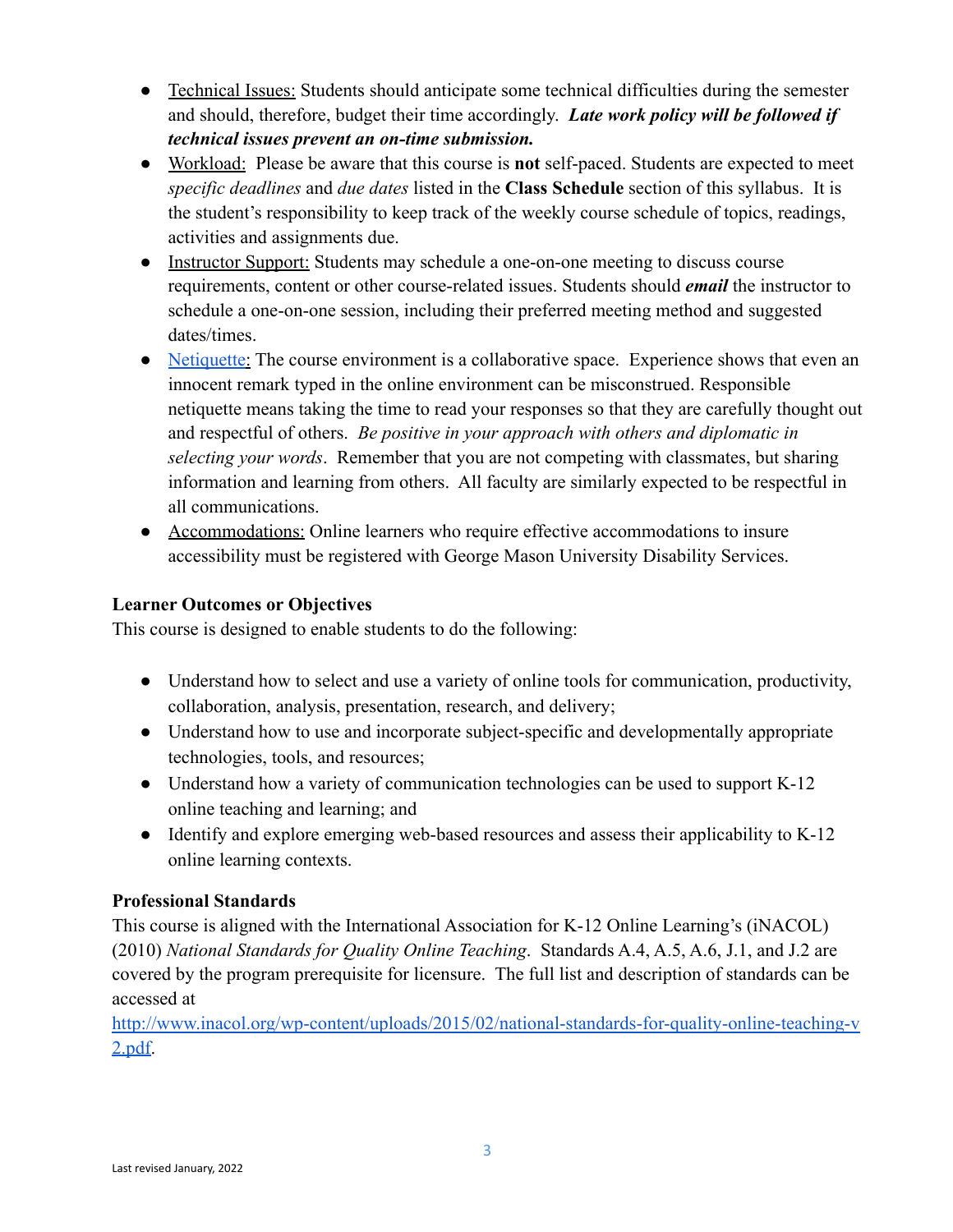- Technical Issues: Students should anticipate some technical difficulties during the semester and should, therefore, budget their time accordingly. ***Late work policy will be followed if technical issues prevent an on-time submission.***
- Workload: Please be aware that this course is **not** self-paced. Students are expected to meet *specific deadlines* and *due dates* listed in the **Class Schedule** section of this syllabus. It is the student's responsibility to keep track of the weekly course schedule of topics, readings, activities and assignments due.
- Instructor Support: Students may schedule a one-on-one meeting to discuss course requirements, content or other course-related issues. Students should ***email*** the instructor to schedule a one-on-one session, including their preferred meeting method and suggested dates/times.
- Netiquette: The course environment is a collaborative space. Experience shows that even an innocent remark typed in the online environment can be misconstrued. Responsible netiquette means taking the time to read your responses so that they are carefully thought out and respectful of others. *Be positive in your approach with others and diplomatic in selecting your words*. Remember that you are not competing with classmates, but sharing information and learning from others. All faculty are similarly expected to be respectful in all communications.
- Accommodations: Online learners who require effective accommodations to insure accessibility must be registered with George Mason University Disability Services.

**Learner Outcomes or Objectives**

This course is designed to enable students to do the following:

- Understand how to select and use a variety of online tools for communication, productivity, collaboration, analysis, presentation, research, and delivery;
- Understand how to use and incorporate subject-specific and developmentally appropriate technologies, tools, and resources;
- Understand how a variety of communication technologies can be used to support K-12 online teaching and learning; and
- Identify and explore emerging web-based resources and assess their applicability to K-12 online learning contexts.

**Professional Standards**

This course is aligned with the International Association for K-12 Online Learning's (iNACOL) (2010) *National Standards for Quality Online Teaching*. Standards A.4, A.5, A.6, J.1, and J.2 are covered by the program prerequisite for licensure. The full list and description of standards can be accessed at http://www.inacol.org/wp-content/uploads/2015/02/national-standards-for-quality-online-teaching-v2.pdf.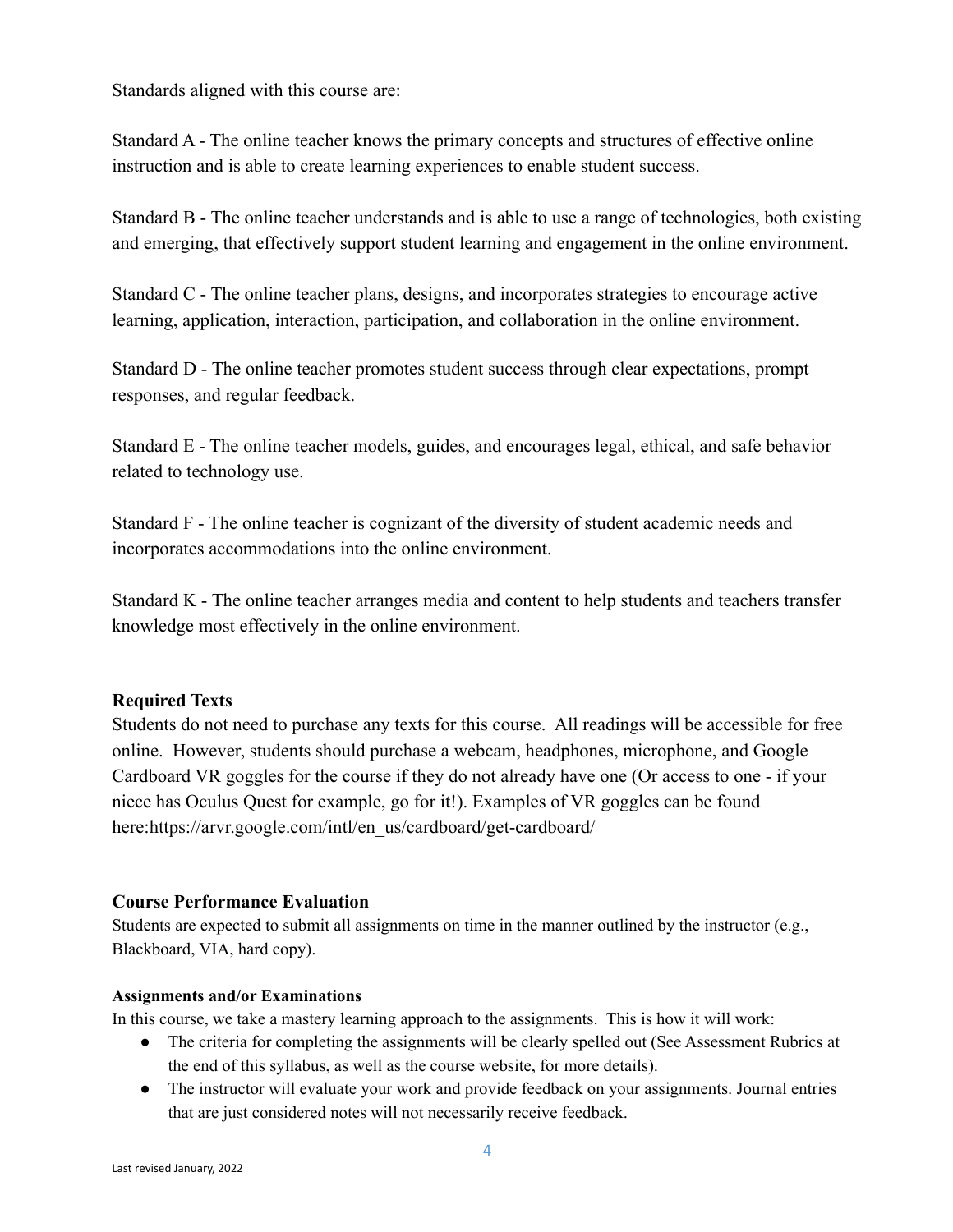Standards aligned with this course are:

Standard A - The online teacher knows the primary concepts and structures of effective online instruction and is able to create learning experiences to enable student success.

Standard B - The online teacher understands and is able to use a range of technologies, both existing and emerging, that effectively support student learning and engagement in the online environment.

Standard C - The online teacher plans, designs, and incorporates strategies to encourage active learning, application, interaction, participation, and collaboration in the online environment.

Standard D - The online teacher promotes student success through clear expectations, prompt responses, and regular feedback.

Standard E - The online teacher models, guides, and encourages legal, ethical, and safe behavior related to technology use.

Standard F - The online teacher is cognizant of the diversity of student academic needs and incorporates accommodations into the online environment.

Standard K - The online teacher arranges media and content to help students and teachers transfer knowledge most effectively in the online environment.

### Required Texts

Students do not need to purchase any texts for this course. All readings will be accessible for free online. However, students should purchase a webcam, headphones, microphone, and Google Cardboard VR goggles for the course if they do not already have one (Or access to one - if your niece has Oculus Quest for example, go for it!). Examples of VR goggles can be found here:https://arvr.google.com/intl/en_us/cardboard/get-cardboard/

### Course Performance Evaluation

Students are expected to submit all assignments on time in the manner outlined by the instructor (e.g., Blackboard, VIA, hard copy).

#### Assignments and/or Examinations

In this course, we take a mastery learning approach to the assignments. This is how it will work:

- The criteria for completing the assignments will be clearly spelled out (See Assessment Rubrics at the end of this syllabus, as well as the course website, for more details).
- The instructor will evaluate your work and provide feedback on your assignments. Journal entries that are just considered notes will not necessarily receive feedback.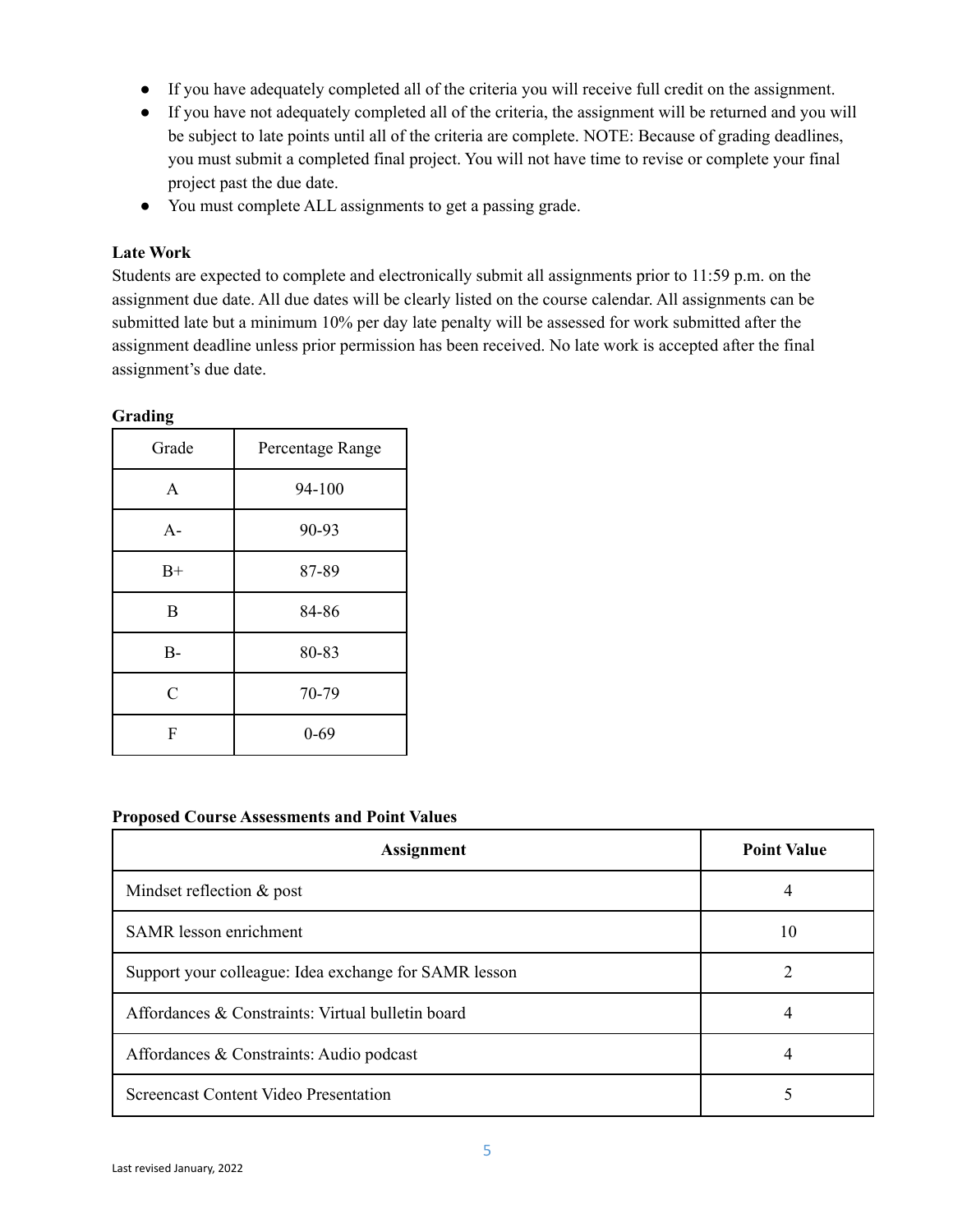- If you have adequately completed all of the criteria you will receive full credit on the assignment.
- If you have not adequately completed all of the criteria, the assignment will be returned and you will be subject to late points until all of the criteria are complete. NOTE: Because of grading deadlines, you must submit a completed final project. You will not have time to revise or complete your final project past the due date.
- You must complete ALL assignments to get a passing grade.

**Late Work**

Students are expected to complete and electronically submit all assignments prior to 11:59 p.m. on the assignment due date. All due dates will be clearly listed on the course calendar. All assignments can be submitted late but a minimum 10% per day late penalty will be assessed for work submitted after the assignment deadline unless prior permission has been received. No late work is accepted after the final assignment's due date.

**Grading**

| Grade | Percentage Range |
|---|---|
| A | 94-100 |
| A- | 90-93 |
| B+ | 87-89 |
| B | 84-86 |
| B- | 80-83 |
| C | 70-79 |
| F | 0-69 |

**Proposed Course Assessments and Point Values**

| Assignment | Point Value |
|---|---|
| Mindset reflection & post | 4 |
| SAMR lesson enrichment | 10 |
| Support your colleague: Idea exchange for SAMR lesson | 2 |
| Affordances & Constraints: Virtual bulletin board | 4 |
| Affordances & Constraints: Audio podcast | 4 |
| Screencast Content Video Presentation | 5 |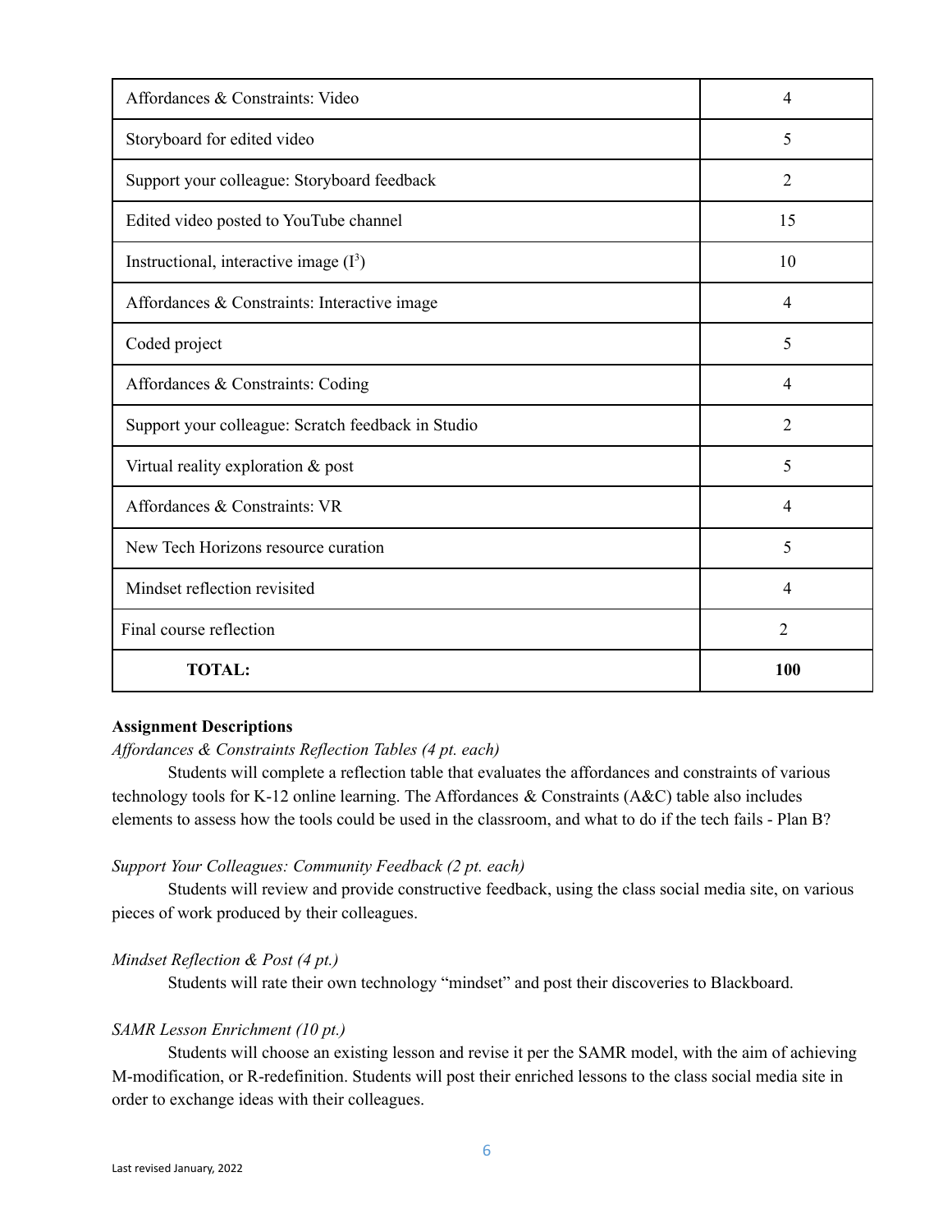| | |
|---|---|
| Affordances & Constraints: Video | 4 |
| Storyboard for edited video | 5 |
| Support your colleague: Storyboard feedback | 2 |
| Edited video posted to YouTube channel | 15 |
| Instructional, interactive image ($I^3$) | 10 |
| Affordances & Constraints: Interactive image | 4 |
| Coded project | 5 |
| Affordances & Constraints: Coding | 4 |
| Support your colleague: Scratch feedback in Studio | 2 |
| Virtual reality exploration & post | 5 |
| Affordances & Constraints: VR | 4 |
| New Tech Horizons resource curation | 5 |
| Mindset reflection revisited | 4 |
| Final course reflection | 2 |
| **TOTAL:** | **100** |

**Assignment Descriptions**

*Affordances & Constraints Reflection Tables (4 pt. each)*

Students will complete a reflection table that evaluates the affordances and constraints of various technology tools for K-12 online learning. The Affordances & Constraints (A&C) table also includes elements to assess how the tools could be used in the classroom, and what to do if the tech fails - Plan B?

*Support Your Colleagues: Community Feedback (2 pt. each)*

Students will review and provide constructive feedback, using the class social media site, on various pieces of work produced by their colleagues.

*Mindset Reflection & Post (4 pt.)*

Students will rate their own technology "mindset" and post their discoveries to Blackboard.

*SAMR Lesson Enrichment (10 pt.)*

Students will choose an existing lesson and revise it per the SAMR model, with the aim of achieving M-modification, or R-redefinition. Students will post their enriched lessons to the class social media site in order to exchange ideas with their colleagues.

Last revised January, 2022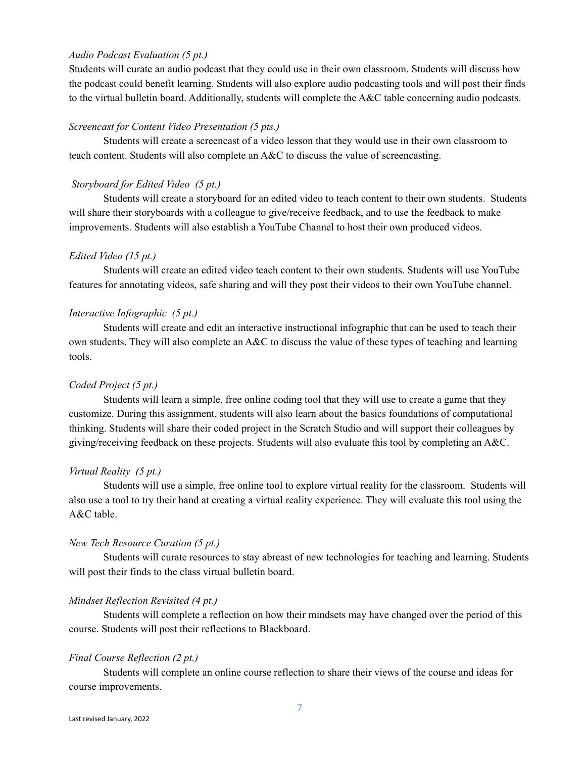*Audio Podcast Evaluation (5 pt.)*

Students will curate an audio podcast that they could use in their own classroom. Students will discuss how the podcast could benefit learning. Students will also explore audio podcasting tools and will post their finds to the virtual bulletin board. Additionally, students will complete the A&C table concerning audio podcasts.

*Screencast for Content Video Presentation (5 pts.)*

Students will create a screencast of a video lesson that they would use in their own classroom to teach content. Students will also complete an A&C to discuss the value of screencasting.

*Storyboard for Edited Video (5 pt.)*

Students will create a storyboard for an edited video to teach content to their own students. Students will share their storyboards with a colleague to give/receive feedback, and to use the feedback to make improvements. Students will also establish a YouTube Channel to host their own produced videos.

*Edited Video (15 pt.)*

Students will create an edited video teach content to their own students. Students will use YouTube features for annotating videos, safe sharing and will they post their videos to their own YouTube channel.

*Interactive Infographic (5 pt.)*

Students will create and edit an interactive instructional infographic that can be used to teach their own students. They will also complete an A&C to discuss the value of these types of teaching and learning tools.

*Coded Project (5 pt.)*

Students will learn a simple, free online coding tool that they will use to create a game that they customize. During this assignment, students will also learn about the basics foundations of computational thinking. Students will share their coded project in the Scratch Studio and will support their colleagues by giving/receiving feedback on these projects. Students will also evaluate this tool by completing an A&C.

*Virtual Reality (5 pt.)*

Students will use a simple, free online tool to explore virtual reality for the classroom. Students will also use a tool to try their hand at creating a virtual reality experience. They will evaluate this tool using the A&C table.

*New Tech Resource Curation (5 pt.)*

Students will curate resources to stay abreast of new technologies for teaching and learning. Students will post their finds to the class virtual bulletin board.

*Mindset Reflection Revisited (4 pt.)*

Students will complete a reflection on how their mindsets may have changed over the period of this course. Students will post their reflections to Blackboard.

*Final Course Reflection (2 pt.)*

Students will complete an online course reflection to share their views of the course and ideas for course improvements.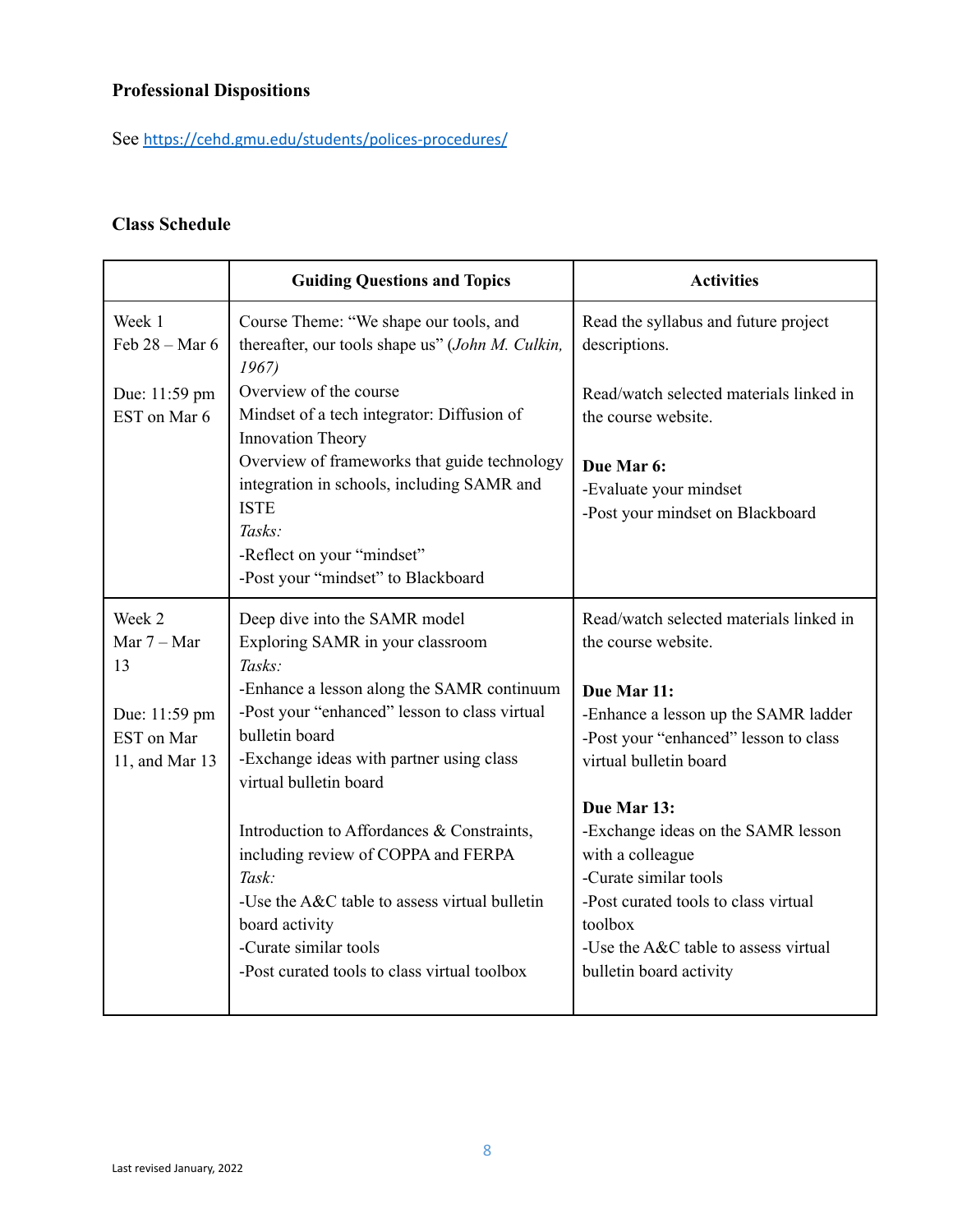**Professional Dispositions**

See https://cehd.gmu.edu/students/polices-procedures/

**Class Schedule**

| | Guiding Questions and Topics | Activities |
|---|---|---|
| Week 1<br>Feb 28 – Mar 6<br><br>Due: 11:59 pm EST on Mar 6 | Course Theme: "We shape our tools, and thereafter, our tools shape us" (*John M. Culkin, 1967)*<br>Overview of the course<br>Mindset of a tech integrator: Diffusion of Innovation Theory<br>Overview of frameworks that guide technology integration in schools, including SAMR and ISTE<br>*Tasks:*<br>-Reflect on your "mindset"<br>-Post your "mindset" to Blackboard | Read the syllabus and future project descriptions.<br><br>Read/watch selected materials linked in the course website.<br><br>**Due Mar 6:**<br>-Evaluate your mindset<br>-Post your mindset on Blackboard |
| Week 2<br>Mar 7 – Mar 13<br><br>Due: 11:59 pm EST on Mar 11, and Mar 13 | Deep dive into the SAMR model<br>Exploring SAMR in your classroom<br>*Tasks:*<br>-Enhance a lesson along the SAMR continuum<br>-Post your "enhanced" lesson to class virtual bulletin board<br>-Exchange ideas with partner using class virtual bulletin board<br><br>Introduction to Affordances & Constraints, including review of COPPA and FERPA<br>*Task:*<br>-Use the A&C table to assess virtual bulletin board activity<br>-Curate similar tools<br>-Post curated tools to class virtual toolbox | Read/watch selected materials linked in the course website.<br><br>**Due Mar 11:**<br>-Enhance a lesson up the SAMR ladder<br>-Post your "enhanced" lesson to class virtual bulletin board<br><br>**Due Mar 13:**<br>-Exchange ideas on the SAMR lesson with a colleague<br>-Curate similar tools<br>-Post curated tools to class virtual toolbox<br>-Use the A&C table to assess virtual bulletin board activity |

Last revised January, 2022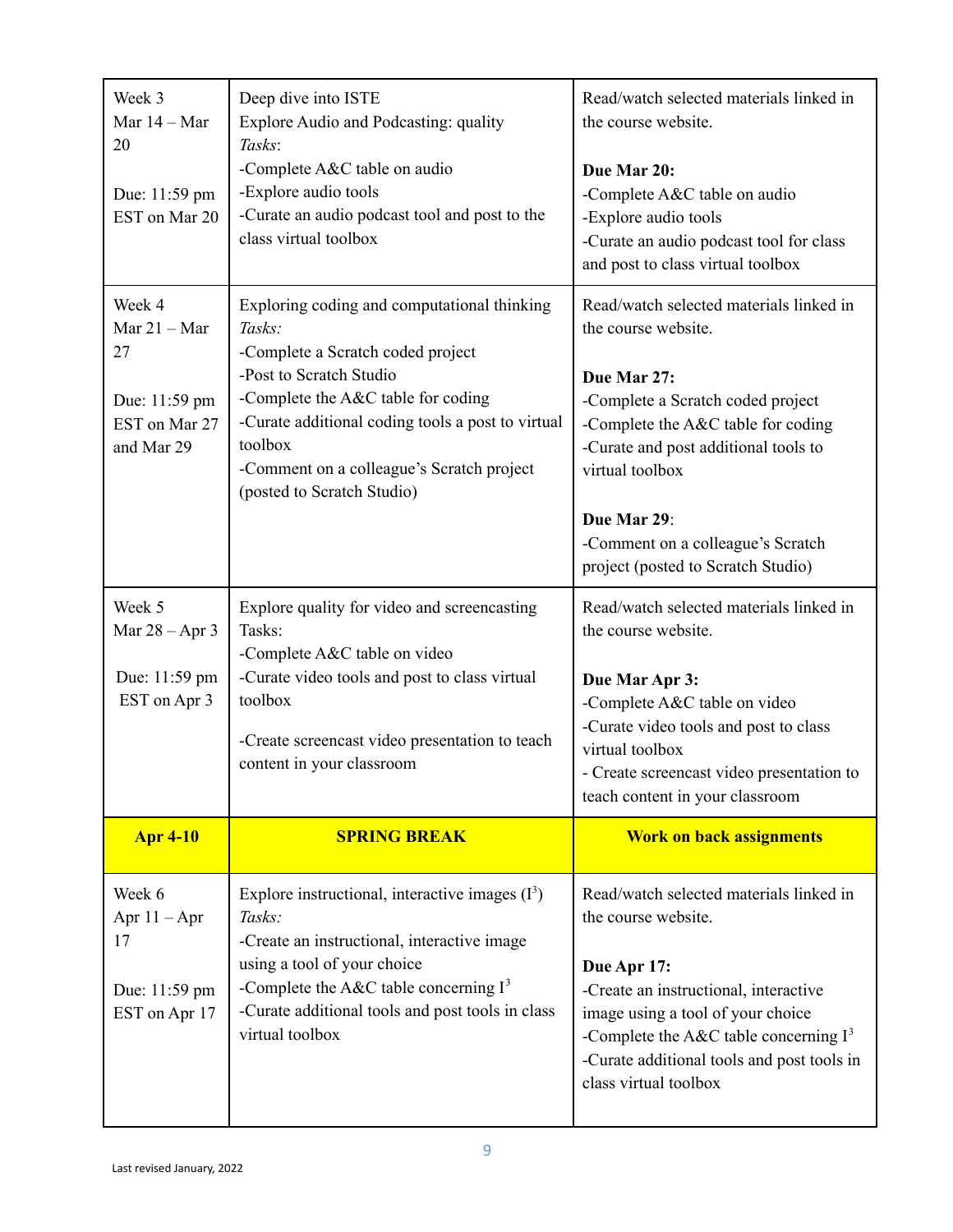| | | |
|---|---|---|
| Week 3<br>Mar 14 – Mar 20<br><br>Due: 11:59 pm EST on Mar 20 | Deep dive into ISTE<br>Explore Audio and Podcasting: quality<br>*Tasks*:<br>-Complete A&C table on audio<br>-Explore audio tools<br>-Curate an audio podcast tool and post to the class virtual toolbox | Read/watch selected materials linked in the course website.<br><br>**Due Mar 20:**<br>-Complete A&C table on audio<br>-Explore audio tools<br>-Curate an audio podcast tool for class and post to class virtual toolbox |
| Week 4<br>Mar 21 – Mar 27<br><br>Due: 11:59 pm EST on Mar 27 and Mar 29 | Exploring coding and computational thinking<br>*Tasks:*<br>-Complete a Scratch coded project<br>-Post to Scratch Studio<br>-Complete the A&C table for coding<br>-Curate additional coding tools a post to virtual toolbox<br>-Comment on a colleague's Scratch project (posted to Scratch Studio) | Read/watch selected materials linked in the course website.<br><br>**Due Mar 27:**<br>-Complete a Scratch coded project<br>-Complete the A&C table for coding<br>-Curate and post additional tools to virtual toolbox<br><br>**Due Mar 29**:<br>-Comment on a colleague's Scratch project (posted to Scratch Studio) |
| Week 5<br>Mar 28 – Apr 3<br><br>Due: 11:59 pm EST on Apr 3 | Explore quality for video and screencasting<br>Tasks:<br>-Complete A&C table on video<br>-Curate video tools and post to class virtual toolbox<br><br>-Create screencast video presentation to teach content in your classroom | Read/watch selected materials linked in the course website.<br><br>**Due Mar Apr 3:**<br>-Complete A&C table on video<br>-Curate video tools and post to class virtual toolbox<br>- Create screencast video presentation to teach content in your classroom |
| **Apr 4-10** | **SPRING BREAK** | **Work on back assignments** |
| Week 6<br>Apr 11 – Apr 17<br><br>Due: 11:59 pm EST on Apr 17 | Explore instructional, interactive images ($I^3$)<br>*Tasks:*<br>-Create an instructional, interactive image using a tool of your choice<br>-Complete the A&C table concerning $I^3$<br>-Curate additional tools and post tools in class virtual toolbox | Read/watch selected materials linked in the course website.<br><br>**Due Apr 17:**<br>-Create an instructional, interactive image using a tool of your choice<br>-Complete the A&C table concerning $I^3$<br>-Curate additional tools and post tools in class virtual toolbox |

Last revised January, 2022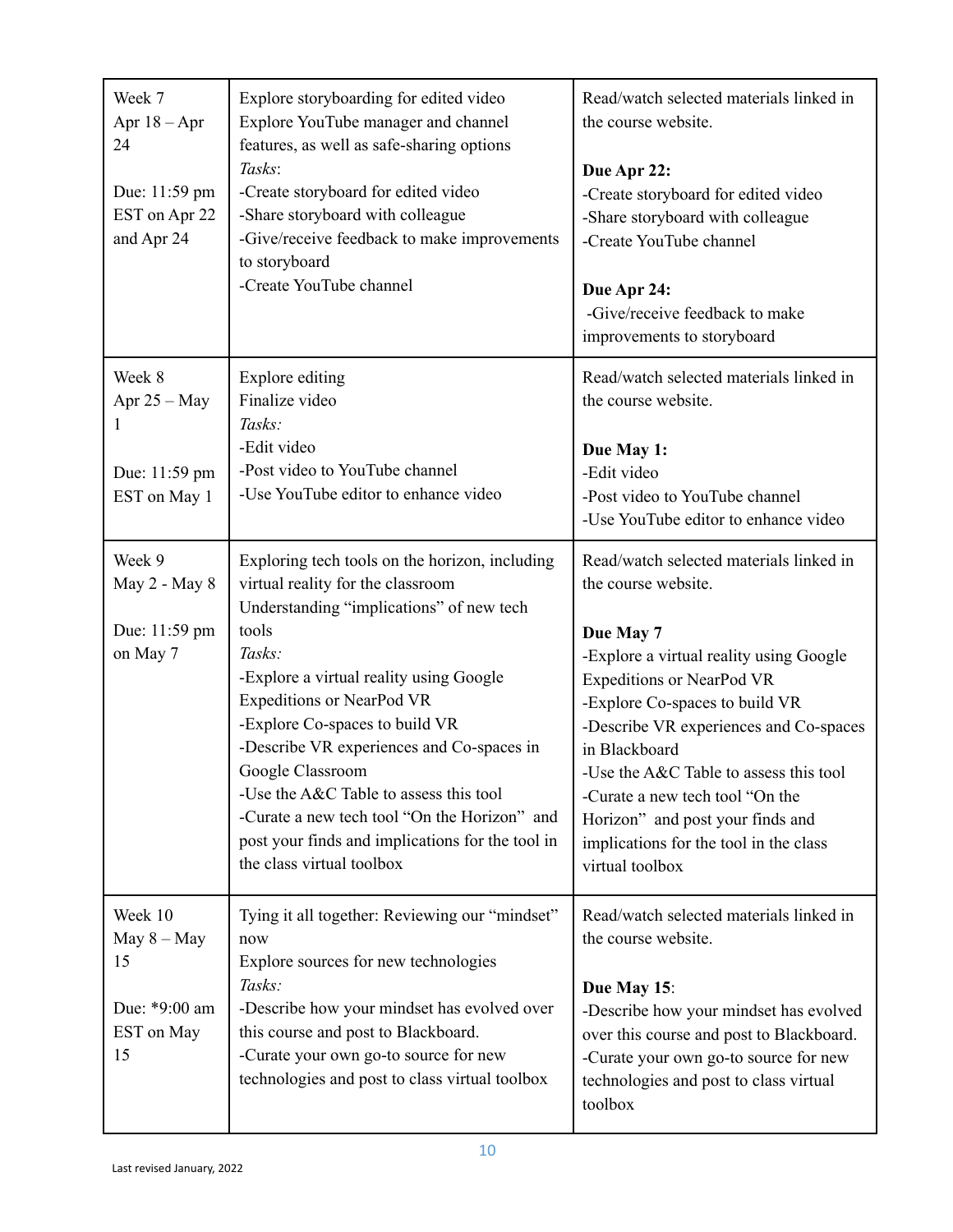| | | |
|---|---|---|
| Week 7<br>Apr 18 – Apr 24<br><br>Due: 11:59 pm EST on Apr 22 and Apr 24 | Explore storyboarding for edited video<br>Explore YouTube manager and channel features, as well as safe-sharing options<br>*Tasks*:<br>-Create storyboard for edited video<br>-Share storyboard with colleague<br>-Give/receive feedback to make improvements to storyboard<br>-Create YouTube channel | Read/watch selected materials linked in the course website.<br><br>**Due Apr 22:**<br>-Create storyboard for edited video<br>-Share storyboard with colleague<br>-Create YouTube channel<br><br>**Due Apr 24:**<br>-Give/receive feedback to make improvements to storyboard |
| Week 8<br>Apr 25 – May 1<br><br>Due: 11:59 pm EST on May 1 | Explore editing<br>Finalize video<br>*Tasks:*<br>-Edit video<br>-Post video to YouTube channel<br>-Use YouTube editor to enhance video | Read/watch selected materials linked in the course website.<br><br>**Due May 1:**<br>-Edit video<br>-Post video to YouTube channel<br>-Use YouTube editor to enhance video |
| Week 9<br>May 2 - May 8<br><br>Due: 11:59 pm on May 7 | Exploring tech tools on the horizon, including virtual reality for the classroom<br>Understanding "implications" of new tech tools<br>*Tasks:*<br>-Explore a virtual reality using Google Expeditions or NearPod VR<br>-Explore Co-spaces to build VR<br>-Describe VR experiences and Co-spaces in Google Classroom<br>-Use the A&C Table to assess this tool<br>-Curate a new tech tool "On the Horizon" and post your finds and implications for the tool in the class virtual toolbox | Read/watch selected materials linked in the course website.<br><br>**Due May 7**<br>-Explore a virtual reality using Google Expeditions or NearPod VR<br>-Explore Co-spaces to build VR<br>-Describe VR experiences and Co-spaces in Blackboard<br>-Use the A&C Table to assess this tool<br>-Curate a new tech tool "On the Horizon" and post your finds and implications for the tool in the class virtual toolbox |
| Week 10<br>May 8 – May 15<br><br>Due: *9:00 am EST on May 15 | Tying it all together: Reviewing our "mindset" now<br>Explore sources for new technologies<br>*Tasks:*<br>-Describe how your mindset has evolved over this course and post to Blackboard.<br>-Curate your own go-to source for new technologies and post to class virtual toolbox | Read/watch selected materials linked in the course website.<br><br>**Due May 15**:<br>-Describe how your mindset has evolved over this course and post to Blackboard.<br>-Curate your own go-to source for new technologies and post to class virtual toolbox |

Last revised January, 2022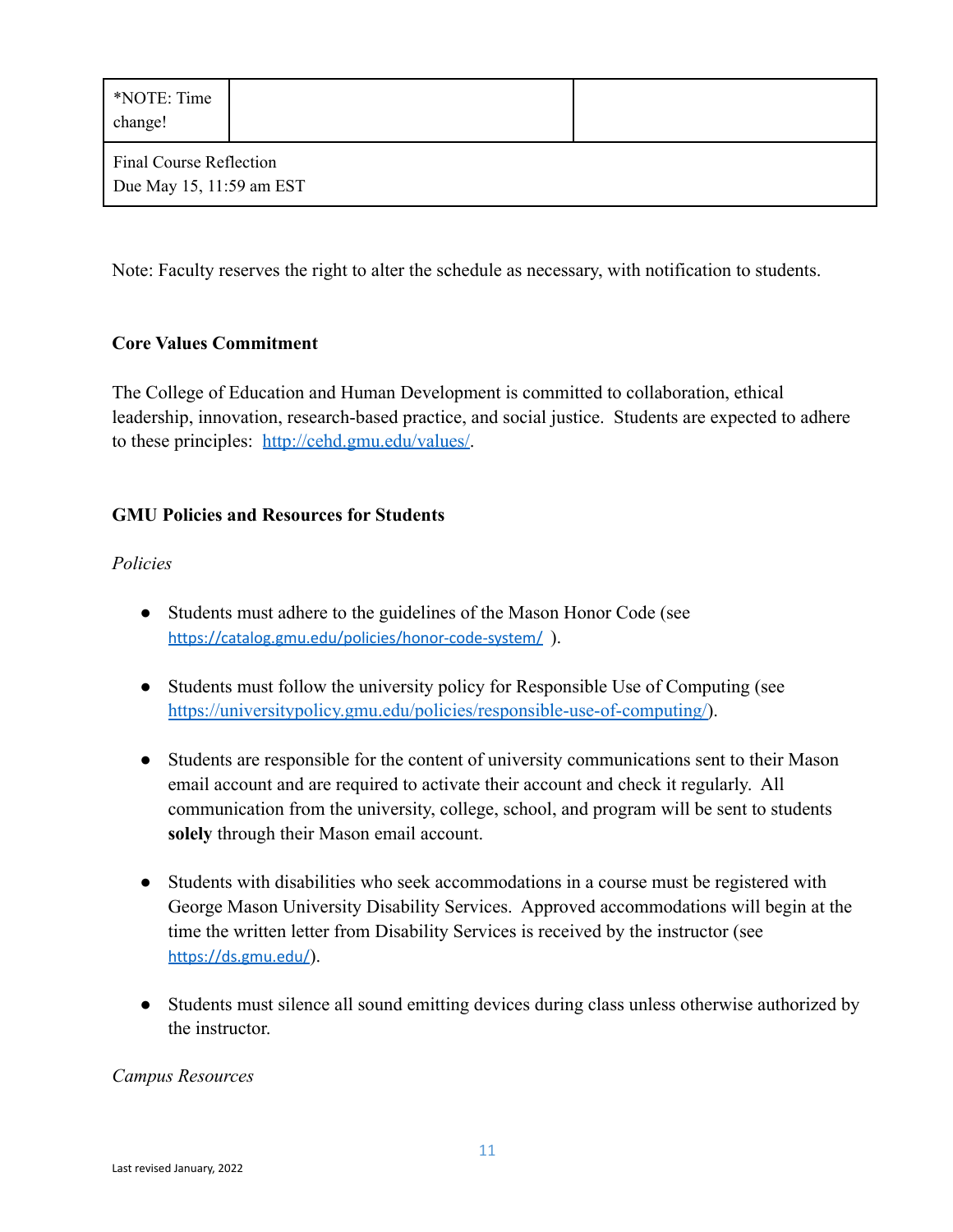| | | |
|---|---|---|
| *NOTE: Time change! | | |
| Final Course Reflection<br>Due May 15, 11:59 am EST | | |

Note: Faculty reserves the right to alter the schedule as necessary, with notification to students.

**Core Values Commitment**

The College of Education and Human Development is committed to collaboration, ethical leadership, innovation, research-based practice, and social justice. Students are expected to adhere to these principles: http://cehd.gmu.edu/values/.

**GMU Policies and Resources for Students**

*Policies*

- Students must adhere to the guidelines of the Mason Honor Code (see https://catalog.gmu.edu/policies/honor-code-system/ ).

- Students must follow the university policy for Responsible Use of Computing (see https://universitypolicy.gmu.edu/policies/responsible-use-of-computing/).

- Students are responsible for the content of university communications sent to their Mason email account and are required to activate their account and check it regularly. All communication from the university, college, school, and program will be sent to students **solely** through their Mason email account.

- Students with disabilities who seek accommodations in a course must be registered with George Mason University Disability Services. Approved accommodations will begin at the time the written letter from Disability Services is received by the instructor (see https://ds.gmu.edu/).

- Students must silence all sound emitting devices during class unless otherwise authorized by the instructor.

*Campus Resources*

Last revised January, 2022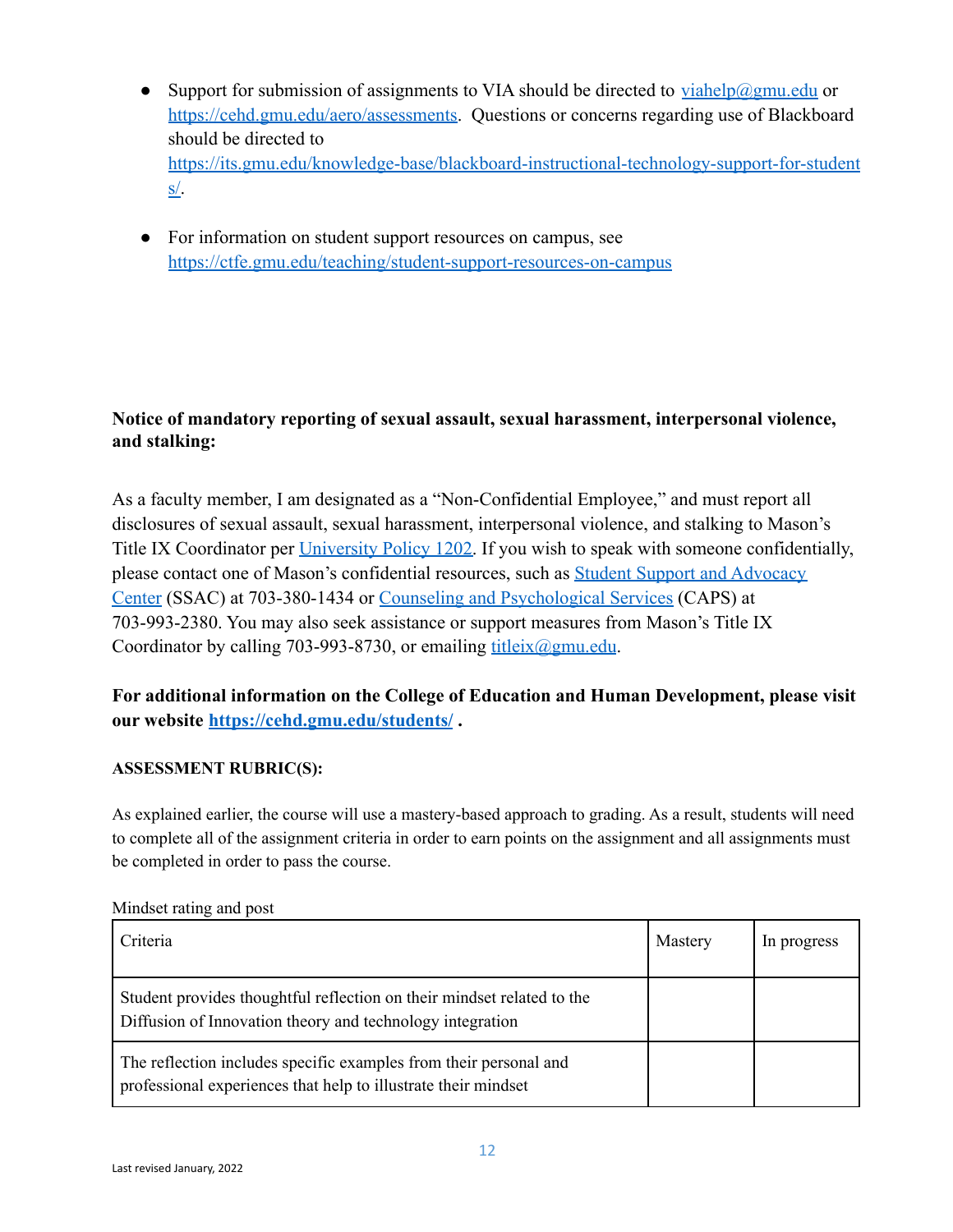- Support for submission of assignments to VIA should be directed to [viahelp@gmu.edu](mailto:viahelp@gmu.edu) or [https://cehd.gmu.edu/aero/assessments](https://cehd.gmu.edu/aero/assessments). Questions or concerns regarding use of Blackboard should be directed to [https://its.gmu.edu/knowledge-base/blackboard-instructional-technology-support-for-students/](https://its.gmu.edu/knowledge-base/blackboard-instructional-technology-support-for-students/).

- For information on student support resources on campus, see [https://ctfe.gmu.edu/teaching/student-support-resources-on-campus](https://ctfe.gmu.edu/teaching/student-support-resources-on-campus)

**Notice of mandatory reporting of sexual assault, sexual harassment, interpersonal violence, and stalking:**

As a faculty member, I am designated as a "Non-Confidential Employee," and must report all disclosures of sexual assault, sexual harassment, interpersonal violence, and stalking to Mason's Title IX Coordinator per University Policy 1202. If you wish to speak with someone confidentially, please contact one of Mason's confidential resources, such as Student Support and Advocacy Center (SSAC) at 703-380-1434 or Counseling and Psychological Services (CAPS) at 703-993-2380. You may also seek assistance or support measures from Mason's Title IX Coordinator by calling 703-993-8730, or emailing [titleix@gmu.edu](mailto:titleix@gmu.edu).

**For additional information on the College of Education and Human Development, please visit our website [https://cehd.gmu.edu/students/](https://cehd.gmu.edu/students/) .**

**ASSESSMENT RUBRIC(S):**

As explained earlier, the course will use a mastery-based approach to grading. As a result, students will need to complete all of the assignment criteria in order to earn points on the assignment and all assignments must be completed in order to pass the course.

Mindset rating and post

| Criteria | Mastery | In progress |
| --- | --- | --- |
| Student provides thoughtful reflection on their mindset related to the Diffusion of Innovation theory and technology integration | | |
| The reflection includes specific examples from their personal and professional experiences that help to illustrate their mindset | | |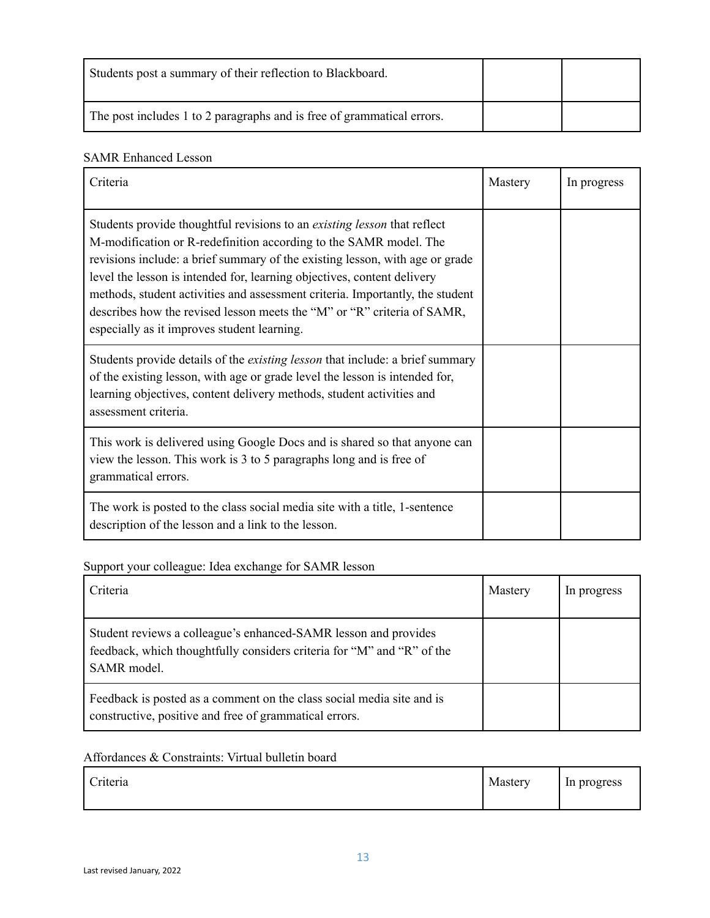| | | |
|---|---|---|
| Students post a summary of their reflection to Blackboard. | | |
| The post includes 1 to 2 paragraphs and is free of grammatical errors. | | |

SAMR Enhanced Lesson

| Criteria | Mastery | In progress |
|---|---|---|
| Students provide thoughtful revisions to an *existing lesson* that reflect M-modification or R-redefinition according to the SAMR model. The revisions include: a brief summary of the existing lesson, with age or grade level the lesson is intended for, learning objectives, content delivery methods, student activities and assessment criteria. Importantly, the student describes how the revised lesson meets the "M" or "R" criteria of SAMR, especially as it improves student learning. | | |
| Students provide details of the *existing lesson* that include: a brief summary of the existing lesson, with age or grade level the lesson is intended for, learning objectives, content delivery methods, student activities and assessment criteria. | | |
| This work is delivered using Google Docs and is shared so that anyone can view the lesson. This work is 3 to 5 paragraphs long and is free of grammatical errors. | | |
| The work is posted to the class social media site with a title, 1-sentence description of the lesson and a link to the lesson. | | |

Support your colleague: Idea exchange for SAMR lesson

| Criteria | Mastery | In progress |
|---|---|---|
| Student reviews a colleague's enhanced-SAMR lesson and provides feedback, which thoughtfully considers criteria for "M" and "R" of the SAMR model. | | |
| Feedback is posted as a comment on the class social media site and is constructive, positive and free of grammatical errors. | | |

Affordances & Constraints: Virtual bulletin board

| Criteria | Mastery | In progress |
|---|---|---|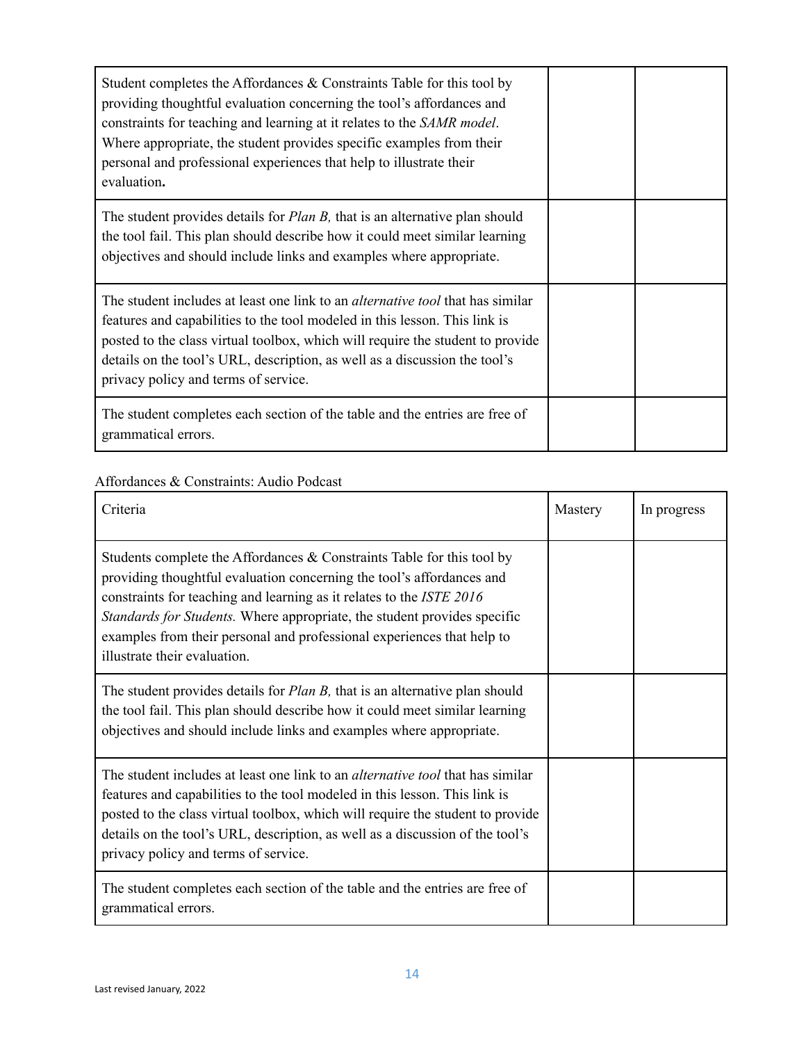| | | |
|---|---|---|
| Student completes the Affordances & Constraints Table for this tool by providing thoughtful evaluation concerning the tool's affordances and constraints for teaching and learning at it relates to the *SAMR model*. Where appropriate, the student provides specific examples from their personal and professional experiences that help to illustrate their evaluation**.** | | |
| The student provides details for *Plan B,* that is an alternative plan should the tool fail. This plan should describe how it could meet similar learning objectives and should include links and examples where appropriate. | | |
| The student includes at least one link to an *alternative tool* that has similar features and capabilities to the tool modeled in this lesson. This link is posted to the class virtual toolbox, which will require the student to provide details on the tool's URL, description, as well as a discussion the tool's privacy policy and terms of service. | | |
| The student completes each section of the table and the entries are free of grammatical errors. | | |

Affordances & Constraints: Audio Podcast

| Criteria | Mastery | In progress |
|---|---|---|
| Students complete the Affordances & Constraints Table for this tool by providing thoughtful evaluation concerning the tool's affordances and constraints for teaching and learning as it relates to the *ISTE 2016 Standards for Students.* Where appropriate, the student provides specific examples from their personal and professional experiences that help to illustrate their evaluation. | | |
| The student provides details for *Plan B,* that is an alternative plan should the tool fail. This plan should describe how it could meet similar learning objectives and should include links and examples where appropriate. | | |
| The student includes at least one link to an *alternative tool* that has similar features and capabilities to the tool modeled in this lesson. This link is posted to the class virtual toolbox, which will require the student to provide details on the tool's URL, description, as well as a discussion of the tool's privacy policy and terms of service. | | |
| The student completes each section of the table and the entries are free of grammatical errors. | | |

Last revised January, 2022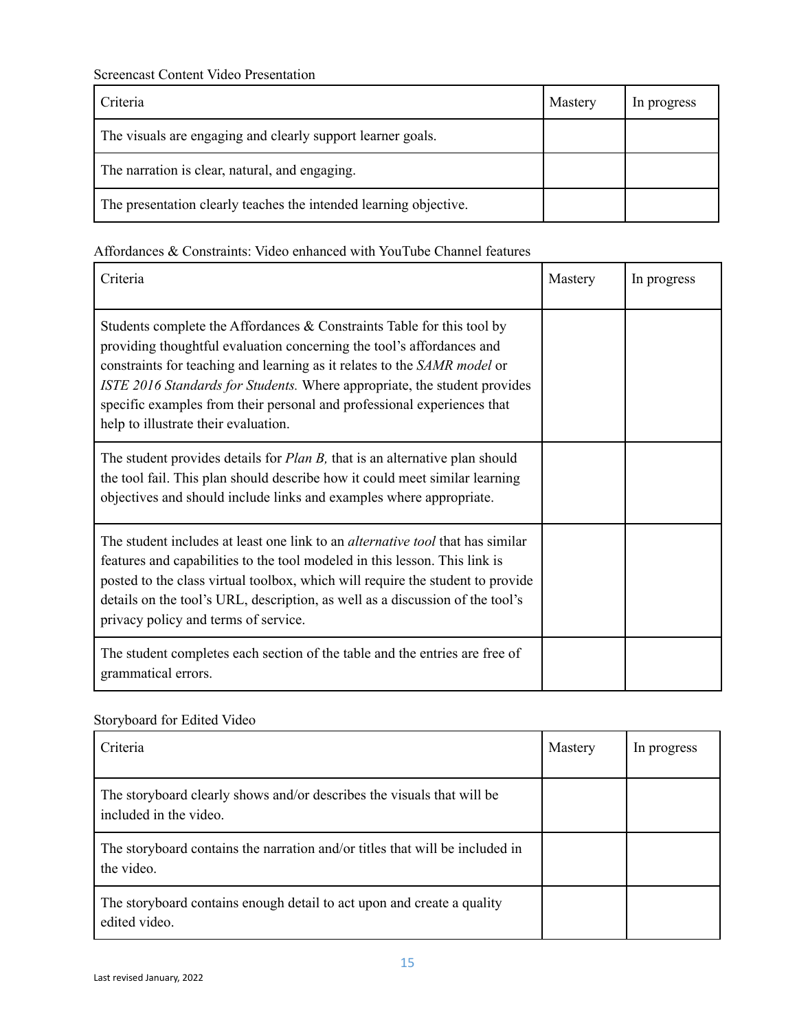Screencast Content Video Presentation

| Criteria | Mastery | In progress |
|---|---|---|
| The visuals are engaging and clearly support learner goals. | | |
| The narration is clear, natural, and engaging. | | |
| The presentation clearly teaches the intended learning objective. | | |

Affordances & Constraints: Video enhanced with YouTube Channel features

| Criteria | Mastery | In progress |
|---|---|---|
| Students complete the Affordances & Constraints Table for this tool by providing thoughtful evaluation concerning the tool's affordances and constraints for teaching and learning as it relates to the *SAMR model* or *ISTE 2016 Standards for Students.* Where appropriate, the student provides specific examples from their personal and professional experiences that help to illustrate their evaluation. | | |
| The student provides details for *Plan B,* that is an alternative plan should the tool fail. This plan should describe how it could meet similar learning objectives and should include links and examples where appropriate. | | |
| The student includes at least one link to an *alternative tool* that has similar features and capabilities to the tool modeled in this lesson. This link is posted to the class virtual toolbox, which will require the student to provide details on the tool's URL, description, as well as a discussion of the tool's privacy policy and terms of service. | | |
| The student completes each section of the table and the entries are free of grammatical errors. | | |

Storyboard for Edited Video

| Criteria | Mastery | In progress |
|---|---|---|
| The storyboard clearly shows and/or describes the visuals that will be included in the video. | | |
| The storyboard contains the narration and/or titles that will be included in the video. | | |
| The storyboard contains enough detail to act upon and create a quality edited video. | | |

Last revised January, 2022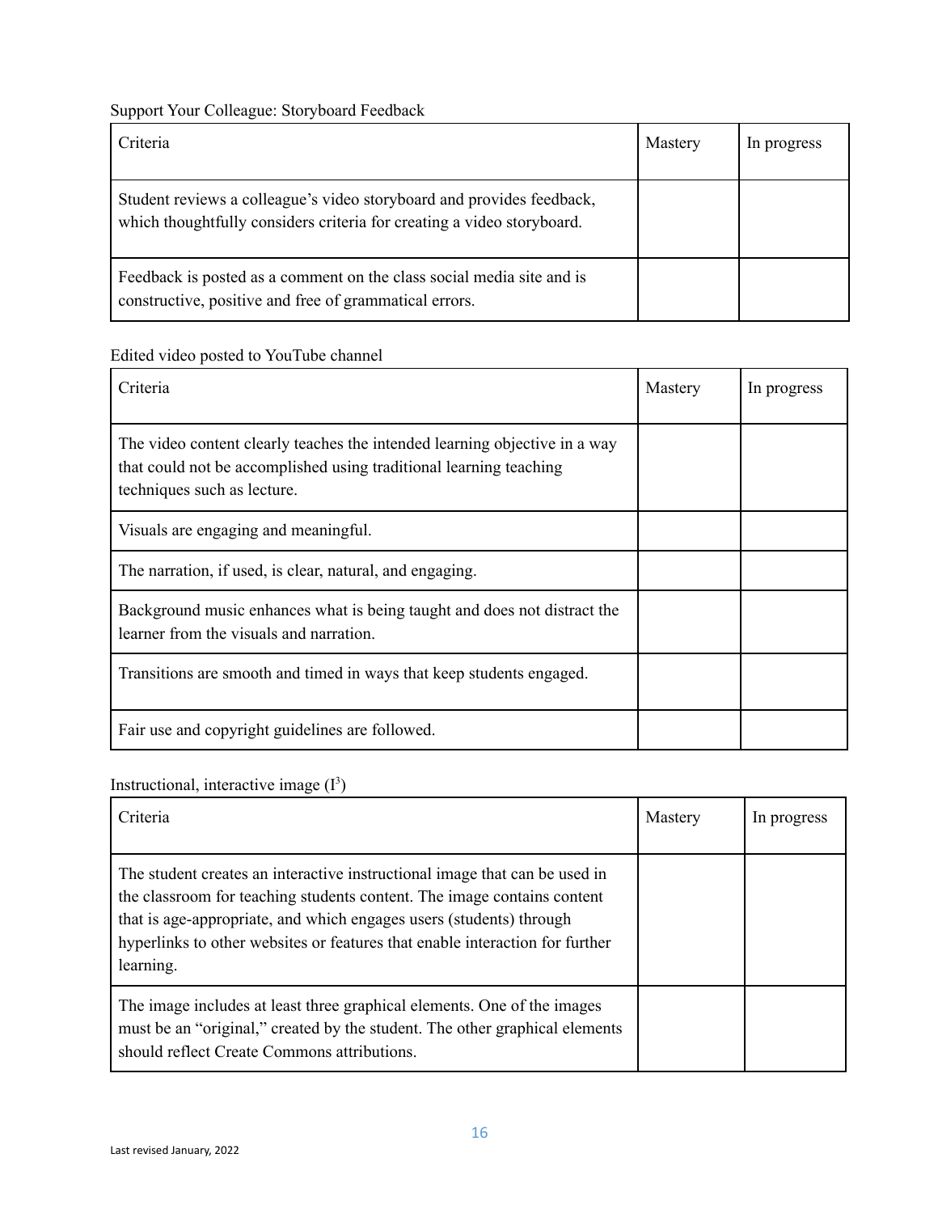Support Your Colleague: Storyboard Feedback

| Criteria | Mastery | In progress |
|---|---|---|
| Student reviews a colleague's video storyboard and provides feedback, which thoughtfully considers criteria for creating a video storyboard. | | |
| Feedback is posted as a comment on the class social media site and is constructive, positive and free of grammatical errors. | | |

Edited video posted to YouTube channel

| Criteria | Mastery | In progress |
|---|---|---|
| The video content clearly teaches the intended learning objective in a way that could not be accomplished using traditional learning teaching techniques such as lecture. | | |
| Visuals are engaging and meaningful. | | |
| The narration, if used, is clear, natural, and engaging. | | |
| Background music enhances what is being taught and does not distract the learner from the visuals and narration. | | |
| Transitions are smooth and timed in ways that keep students engaged. | | |
| Fair use and copyright guidelines are followed. | | |

Instructional, interactive image ($I^3$)

| Criteria | Mastery | In progress |
|---|---|---|
| The student creates an interactive instructional image that can be used in the classroom for teaching students content. The image contains content that is age-appropriate, and which engages users (students) through hyperlinks to other websites or features that enable interaction for further learning. | | |
| The image includes at least three graphical elements. One of the images must be an "original," created by the student. The other graphical elements should reflect Create Commons attributions. | | |

Last revised January, 2022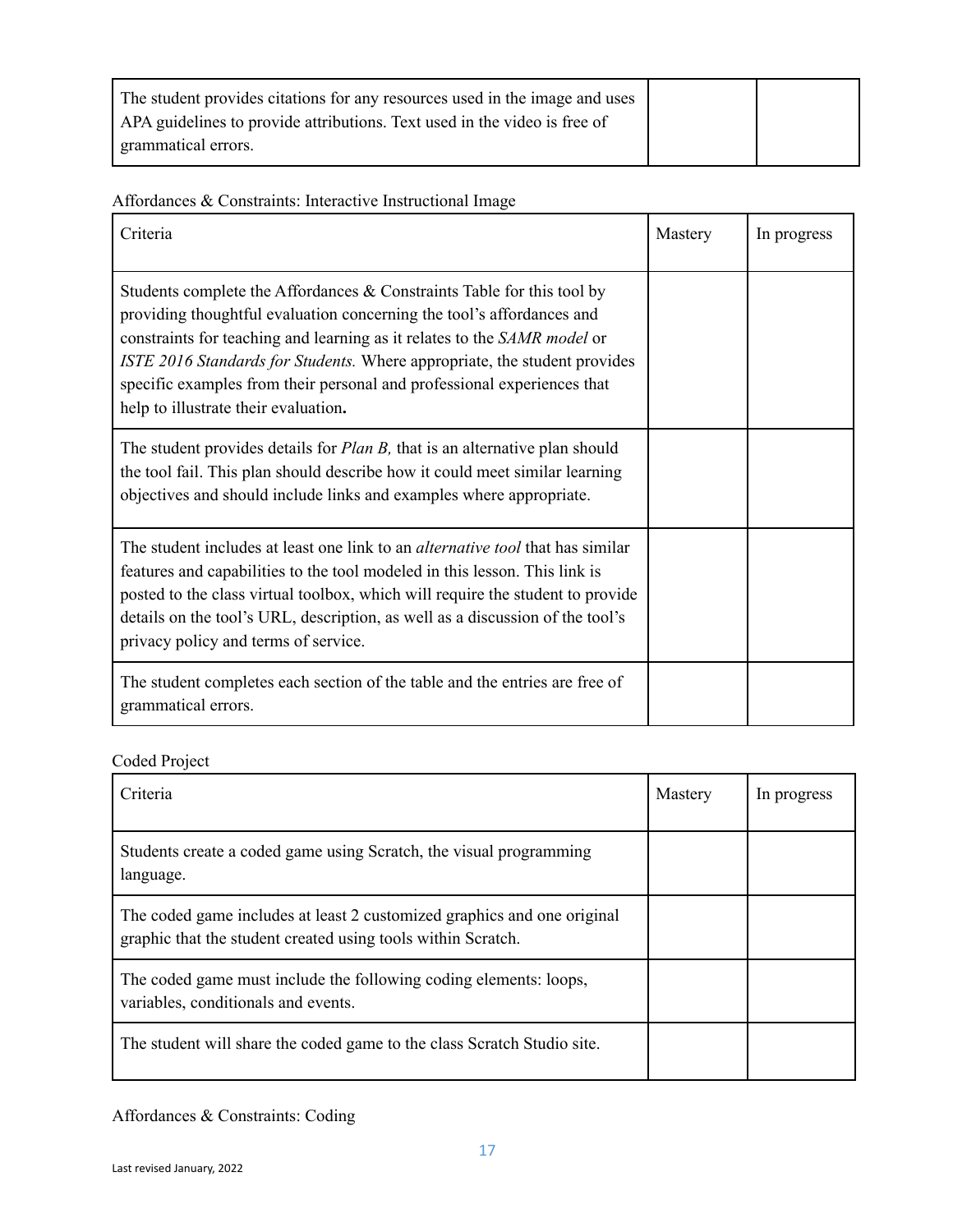| | | |
|---|---|---|
| The student provides citations for any resources used in the image and uses APA guidelines to provide attributions. Text used in the video is free of grammatical errors. | | |

Affordances & Constraints: Interactive Instructional Image

| Criteria | Mastery | In progress |
|---|---|---|
| Students complete the Affordances & Constraints Table for this tool by providing thoughtful evaluation concerning the tool's affordances and constraints for teaching and learning as it relates to the *SAMR model* or *ISTE 2016 Standards for Students.* Where appropriate, the student provides specific examples from their personal and professional experiences that help to illustrate their evaluation**.** | | |
| The student provides details for *Plan B,* that is an alternative plan should the tool fail. This plan should describe how it could meet similar learning objectives and should include links and examples where appropriate. | | |
| The student includes at least one link to an *alternative tool* that has similar features and capabilities to the tool modeled in this lesson. This link is posted to the class virtual toolbox, which will require the student to provide details on the tool's URL, description, as well as a discussion of the tool's privacy policy and terms of service. | | |
| The student completes each section of the table and the entries are free of grammatical errors. | | |

Coded Project

| Criteria | Mastery | In progress |
|---|---|---|
| Students create a coded game using Scratch, the visual programming language. | | |
| The coded game includes at least 2 customized graphics and one original graphic that the student created using tools within Scratch. | | |
| The coded game must include the following coding elements: loops, variables, conditionals and events. | | |
| The student will share the coded game to the class Scratch Studio site. | | |

Affordances & Constraints: Coding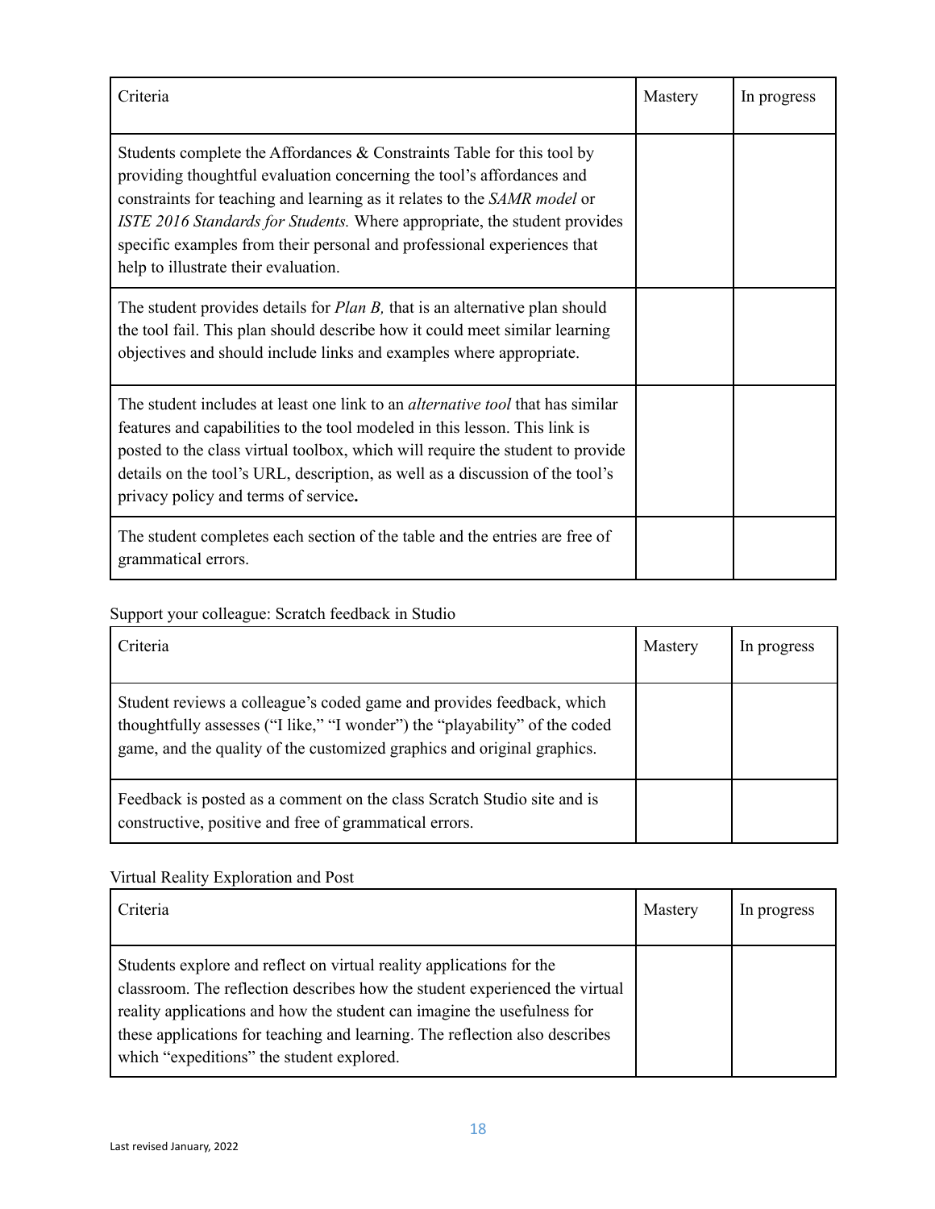| Criteria | Mastery | In progress |
| --- | --- | --- |
| Students complete the Affordances & Constraints Table for this tool by providing thoughtful evaluation concerning the tool's affordances and constraints for teaching and learning as it relates to the *SAMR model* or *ISTE 2016 Standards for Students.* Where appropriate, the student provides specific examples from their personal and professional experiences that help to illustrate their evaluation. | | |
| The student provides details for *Plan B,* that is an alternative plan should the tool fail. This plan should describe how it could meet similar learning objectives and should include links and examples where appropriate. | | |
| The student includes at least one link to an *alternative tool* that has similar features and capabilities to the tool modeled in this lesson. This link is posted to the class virtual toolbox, which will require the student to provide details on the tool's URL, description, as well as a discussion of the tool's privacy policy and terms of service**.** | | |
| The student completes each section of the table and the entries are free of grammatical errors. | | |

Support your colleague: Scratch feedback in Studio

| Criteria | Mastery | In progress |
| --- | --- | --- |
| Student reviews a colleague's coded game and provides feedback, which thoughtfully assesses ("I like," "I wonder") the "playability" of the coded game, and the quality of the customized graphics and original graphics. | | |
| Feedback is posted as a comment on the class Scratch Studio site and is constructive, positive and free of grammatical errors. | | |

Virtual Reality Exploration and Post

| Criteria | Mastery | In progress |
| --- | --- | --- |
| Students explore and reflect on virtual reality applications for the classroom. The reflection describes how the student experienced the virtual reality applications and how the student can imagine the usefulness for these applications for teaching and learning. The reflection also describes which "expeditions" the student explored. | | |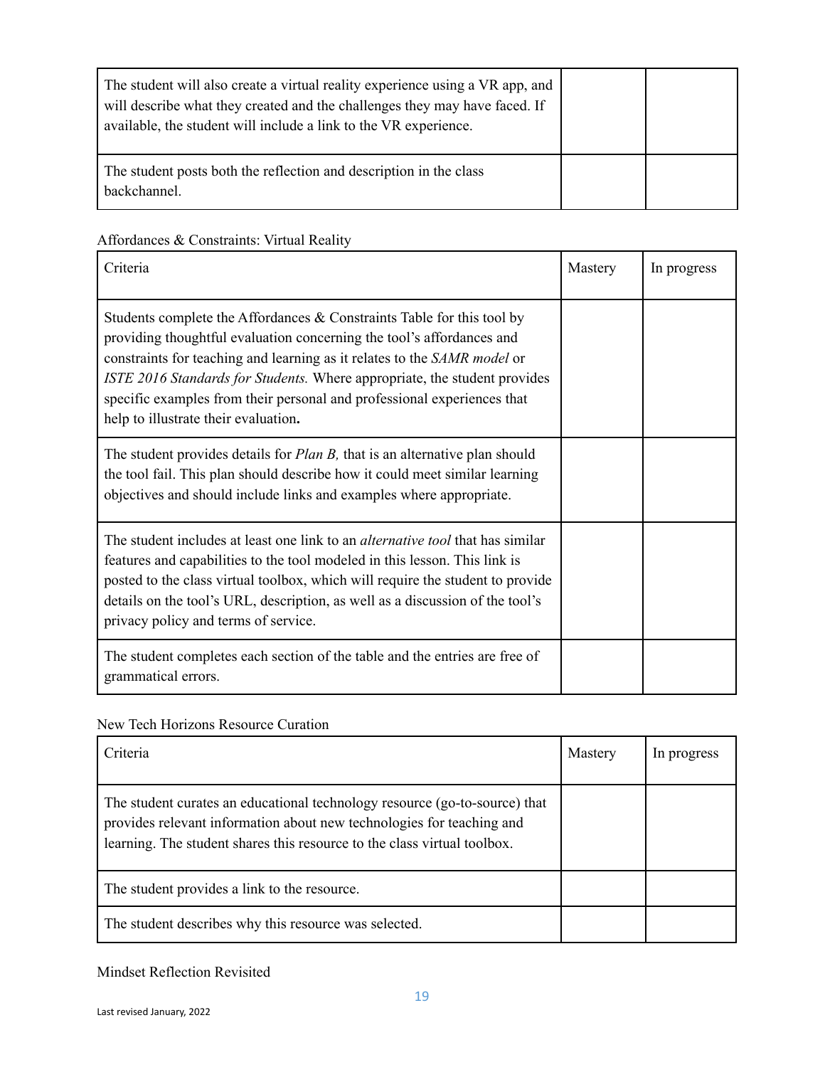| | | |
|---|---|---|
| The student will also create a virtual reality experience using a VR app, and will describe what they created and the challenges they may have faced. If available, the student will include a link to the VR experience. | | |
| The student posts both the reflection and description in the class backchannel. | | |

Affordances & Constraints: Virtual Reality

| Criteria | Mastery | In progress |
|---|---|---|
| Students complete the Affordances & Constraints Table for this tool by providing thoughtful evaluation concerning the tool's affordances and constraints for teaching and learning as it relates to the *SAMR model* or *ISTE 2016 Standards for Students.* Where appropriate, the student provides specific examples from their personal and professional experiences that help to illustrate their evaluation**.** | | |
| The student provides details for *Plan B,* that is an alternative plan should the tool fail. This plan should describe how it could meet similar learning objectives and should include links and examples where appropriate. | | |
| The student includes at least one link to an *alternative tool* that has similar features and capabilities to the tool modeled in this lesson. This link is posted to the class virtual toolbox, which will require the student to provide details on the tool's URL, description, as well as a discussion of the tool's privacy policy and terms of service. | | |
| The student completes each section of the table and the entries are free of grammatical errors. | | |

New Tech Horizons Resource Curation

| Criteria | Mastery | In progress |
|---|---|---|
| The student curates an educational technology resource (go-to-source) that provides relevant information about new technologies for teaching and learning. The student shares this resource to the class virtual toolbox. | | |
| The student provides a link to the resource. | | |
| The student describes why this resource was selected. | | |

Mindset Reflection Revisited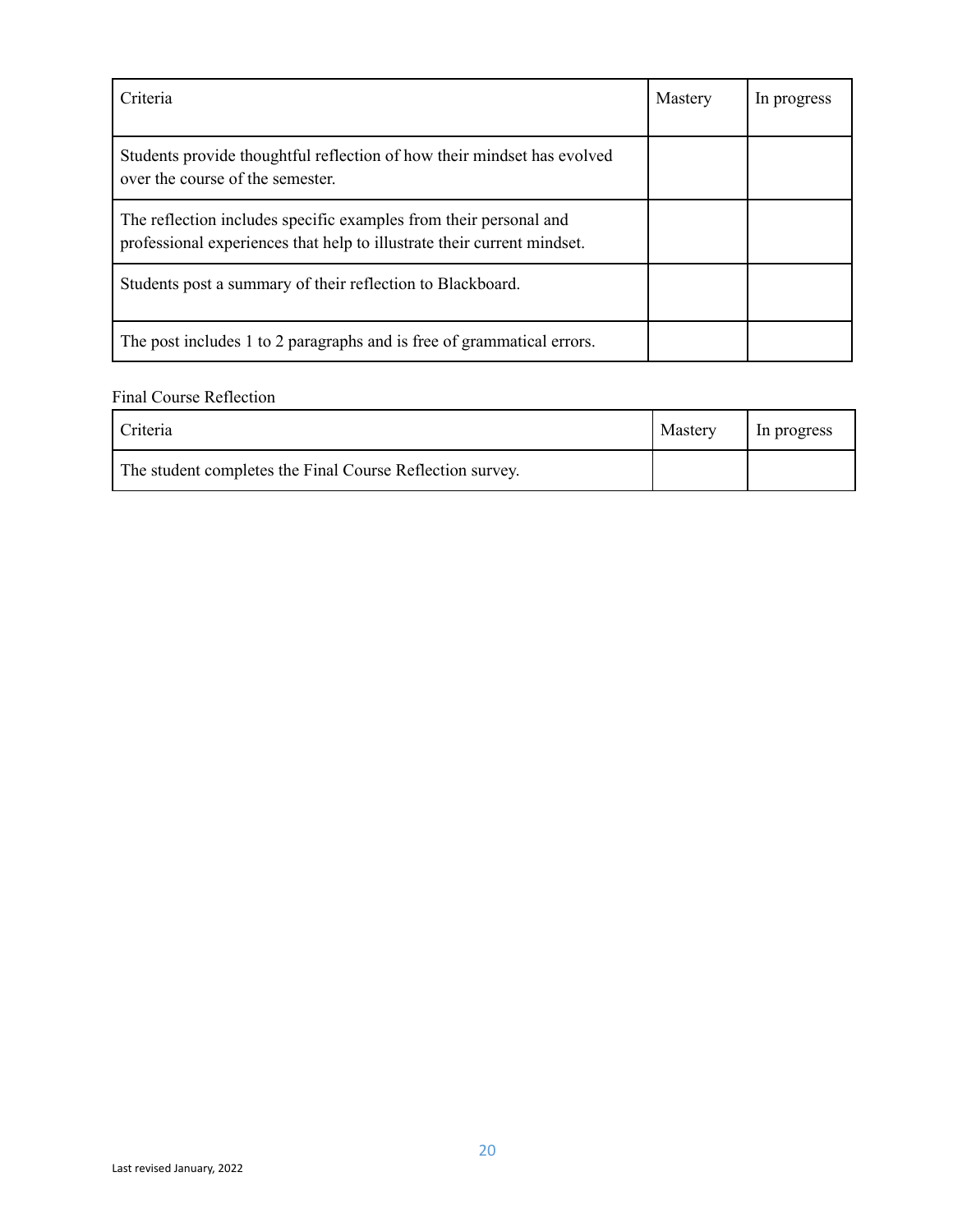| Criteria | Mastery | In progress |
|---|---|---|
| Students provide thoughtful reflection of how their mindset has evolved over the course of the semester. | | |
| The reflection includes specific examples from their personal and professional experiences that help to illustrate their current mindset. | | |
| Students post a summary of their reflection to Blackboard. | | |
| The post includes 1 to 2 paragraphs and is free of grammatical errors. | | |

Final Course Reflection

| Criteria | Mastery | In progress |
|---|---|---|
| The student completes the Final Course Reflection survey. | | |

Last revised January, 2022